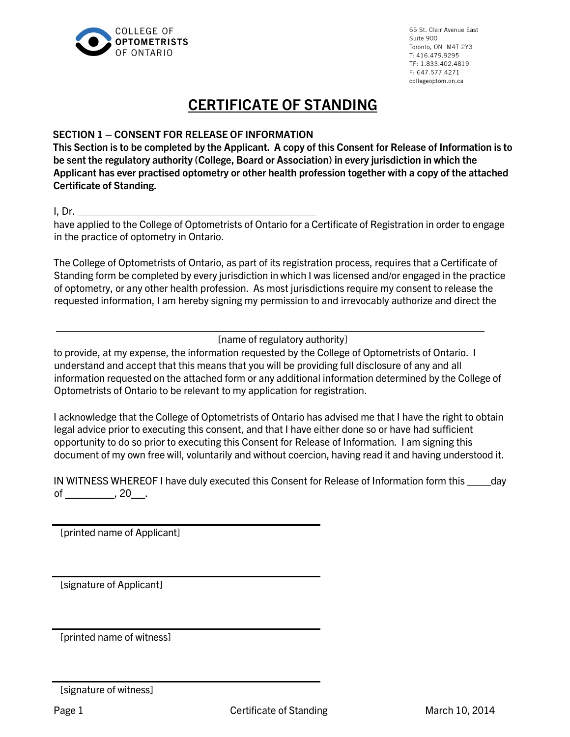COLLEGE OF **OPTOMETRISTS** OF ONTARIO

65 St. Clair Avenue East
Suite 900
Toronto, ON M4T 2Y3
T: 416.479.9295
TF: 1.833.402.4819
F: 647.577.4271
collegeoptom.on.ca

# CERTIFICATE OF STANDING

**SECTION 1 – CONSENT FOR RELEASE OF INFORMATION**

**This Section is to be completed by the Applicant. A copy of this Consent for Release of Information is to be sent the regulatory authority (College, Board or Association) in every jurisdiction in which the Applicant has ever practised optometry or other health profession together with a copy of the attached Certificate of Standing.**

I, Dr. ____________________________________________

have applied to the College of Optometrists of Ontario for a Certificate of Registration in order to engage in the practice of optometry in Ontario.

The College of Optometrists of Ontario, as part of its registration process, requires that a Certificate of Standing form be completed by every jurisdiction in which I was licensed and/or engaged in the practice of optometry, or any other health profession. As most jurisdictions require my consent to release the requested information, I am hereby signing my permission to and irrevocably authorize and direct the

______________________________________________________________________________

[name of regulatory authority]

to provide, at my expense, the information requested by the College of Optometrists of Ontario. I understand and accept that this means that you will be providing full disclosure of any and all information requested on the attached form or any additional information determined by the College of Optometrists of Ontario to be relevant to my application for registration.

I acknowledge that the College of Optometrists of Ontario has advised me that I have the right to obtain legal advice prior to executing this consent, and that I have either done so or have had sufficient opportunity to do so prior to executing this Consent for Release of Information. I am signing this document of my own free will, voluntarily and without coercion, having read it and having understood it.

IN WITNESS WHEREOF I have duly executed this Consent for Release of Information form this _____ day of __________, 20___.

____________________________________________

[printed name of Applicant]

____________________________________________

[signature of Applicant]

____________________________________________

[printed name of witness]

____________________________________________

[signature of witness]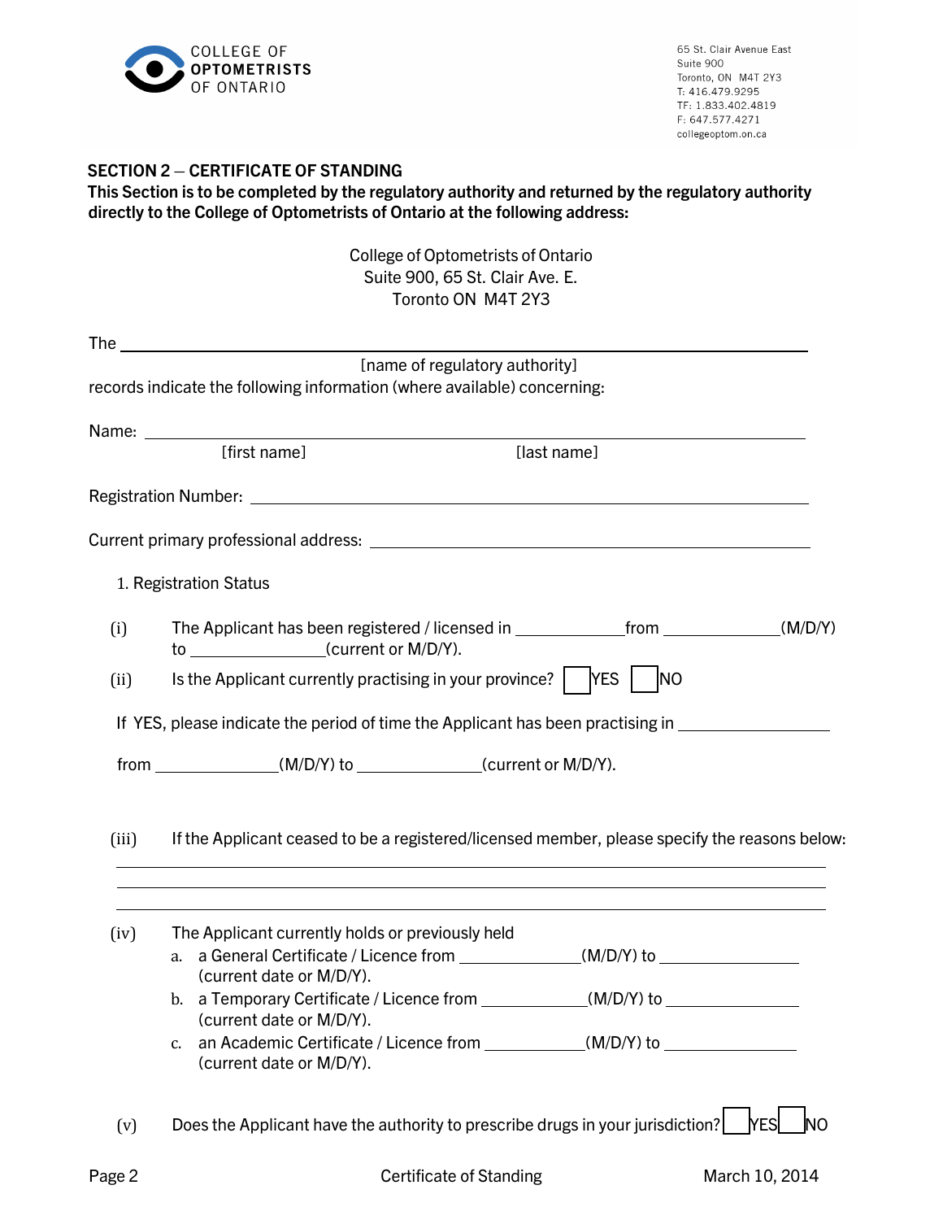COLLEGE OF **OPTOMETRISTS** OF ONTARIO

65 St. Clair Avenue East
Suite 900
Toronto, ON M4T 2Y3
T: 416.479.9295
TF: 1.833.402.4819
F: 647.577.4271
collegeoptom.on.ca

## SECTION 2 – CERTIFICATE OF STANDING

**This Section is to be completed by the regulatory authority and returned by the regulatory authority directly to the College of Optometrists of Ontario at the following address:**

College of Optometrists of Ontario
Suite 900, 65 St. Clair Ave. E.
Toronto ON M4T 2Y3

The ______________________________________________
[name of regulatory authority]
records indicate the following information (where available) concerning:

Name: ______________________________________________
[first name] [last name]

Registration Number: ______________________________________________

Current primary professional address: ______________________________________________

1. Registration Status

(i) The Applicant has been registered / licensed in ____________ from ____________ (M/D/Y) to ______________ (current or M/D/Y).

(ii) Is the Applicant currently practising in your province? ☐ YES ☐ NO

If YES, please indicate the period of time the Applicant has been practising in ________________

from ______________ (M/D/Y) to ______________ (current or M/D/Y).

(iii) If the Applicant ceased to be a registered/licensed member, please specify the reasons below:

______________________________________________

______________________________________________

______________________________________________

(iv) The Applicant currently holds or previously held

a. a General Certificate / Licence from ______________ (M/D/Y) to ______________ (current date or M/D/Y).
b. a Temporary Certificate / Licence from ____________ (M/D/Y) to ______________ (current date or M/D/Y).
c. an Academic Certificate / Licence from ___________ (M/D/Y) to ______________ (current date or M/D/Y).

(v) Does the Applicant have the authority to prescribe drugs in your jurisdiction? ☐ YES ☐ NO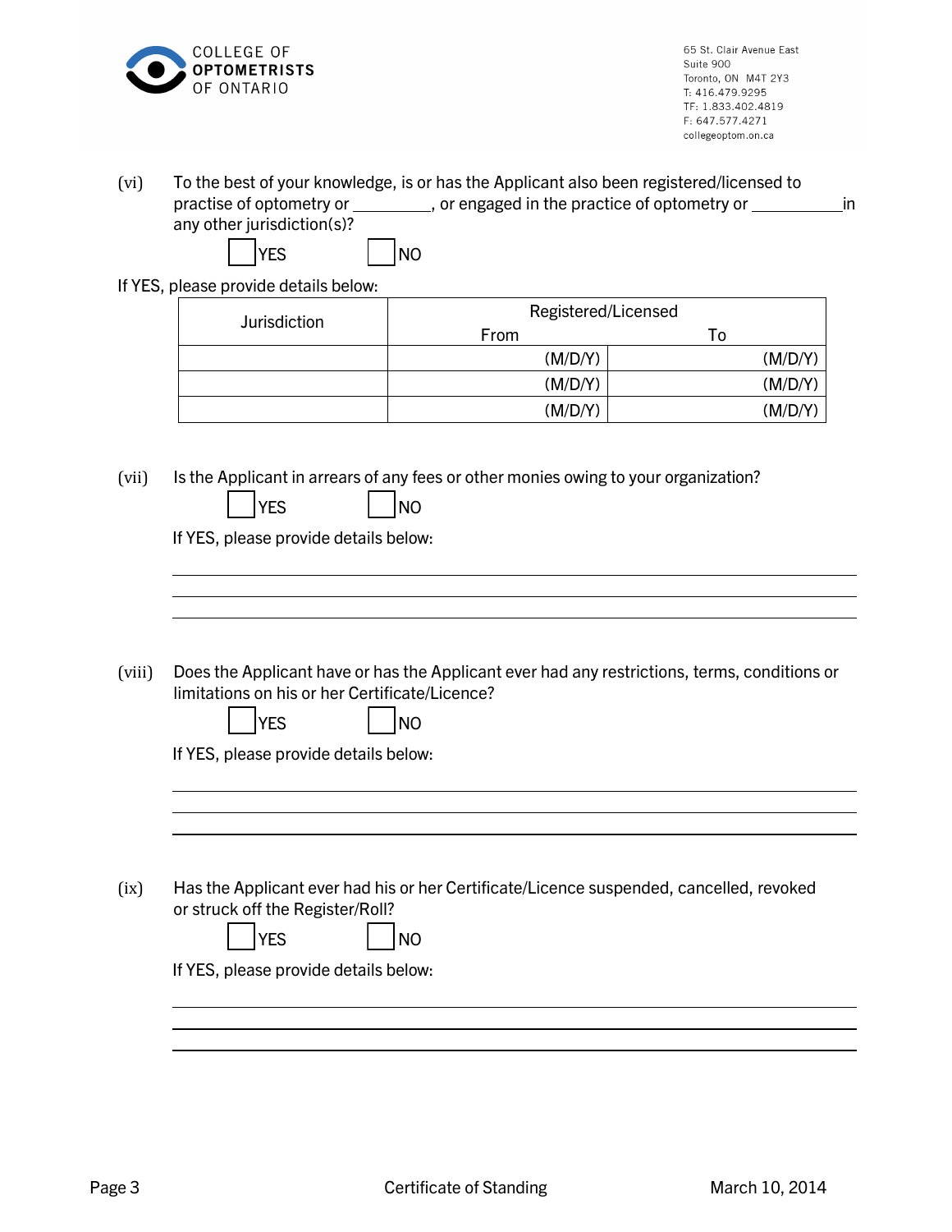(vi) To the best of your knowledge, is or has the Applicant also been registered/licensed to practise of optometry or _________, or engaged in the practice of optometry or __________ in any other jurisdiction(s)?

☐ YES ☐ NO

If YES, please provide details below:

| Jurisdiction | Registered/Licensed | |
|---|---|---|
| | From | To |
| | (M/D/Y) | (M/D/Y) |
| | (M/D/Y) | (M/D/Y) |
| | (M/D/Y) | (M/D/Y) |

(vii) Is the Applicant in arrears of any fees or other monies owing to your organization?

☐ YES ☐ NO

If YES, please provide details below:

______________________________________________

______________________________________________

______________________________________________

(viii) Does the Applicant have or has the Applicant ever had any restrictions, terms, conditions or limitations on his or her Certificate/Licence?

☐ YES ☐ NO

If YES, please provide details below:

______________________________________________

______________________________________________

______________________________________________

(ix) Has the Applicant ever had his or her Certificate/Licence suspended, cancelled, revoked or struck off the Register/Roll?

☐ YES ☐ NO

If YES, please provide details below:

______________________________________________

______________________________________________

______________________________________________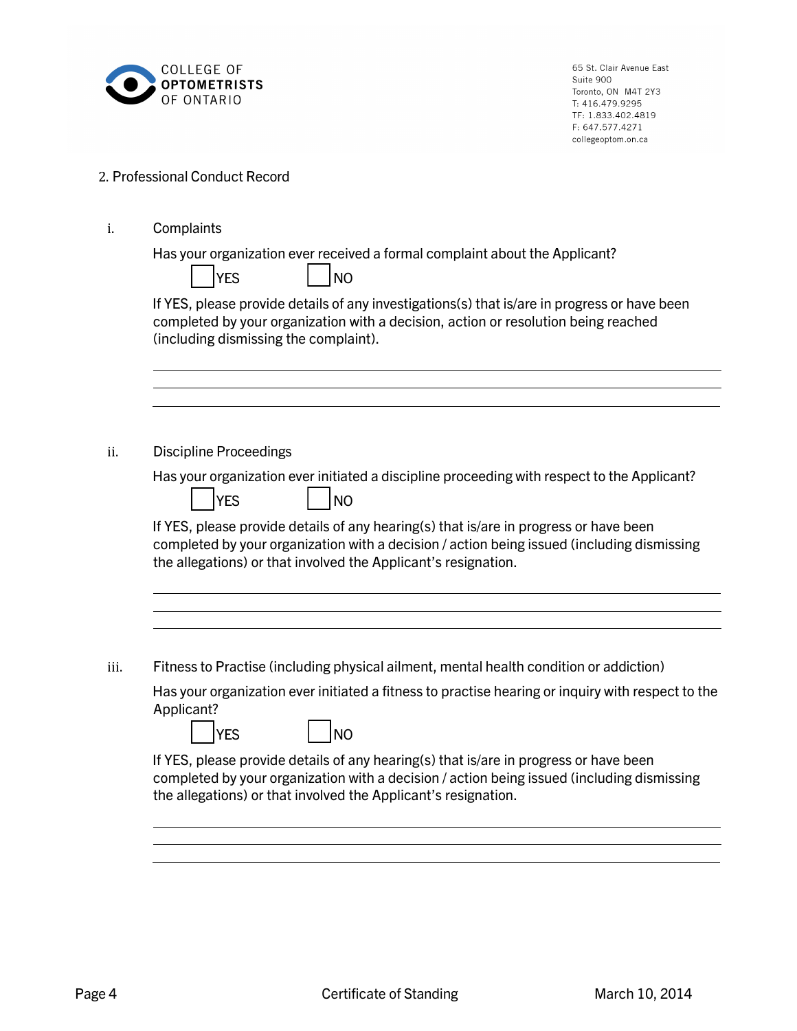COLLEGE OF **OPTOMETRISTS** OF ONTARIO

65 St. Clair Avenue East
Suite 900
Toronto, ON M4T 2Y3
T: 416.479.9295
TF: 1.833.402.4819
F: 647.577.4271
collegeoptom.on.ca

## 2. Professional Conduct Record

### i. Complaints

Has your organization ever received a formal complaint about the Applicant?

☐ YES ☐ NO

If YES, please provide details of any investigations(s) that is/are in progress or have been completed by your organization with a decision, action or resolution being reached (including dismissing the complaint).

______________________________________________________________________

______________________________________________________________________

______________________________________________________________________

### ii. Discipline Proceedings

Has your organization ever initiated a discipline proceeding with respect to the Applicant?

☐ YES ☐ NO

If YES, please provide details of any hearing(s) that is/are in progress or have been completed by your organization with a decision / action being issued (including dismissing the allegations) or that involved the Applicant's resignation.

______________________________________________________________________

______________________________________________________________________

______________________________________________________________________

### iii. Fitness to Practise (including physical ailment, mental health condition or addiction)

Has your organization ever initiated a fitness to practise hearing or inquiry with respect to the Applicant?

☐ YES ☐ NO

If YES, please provide details of any hearing(s) that is/are in progress or have been completed by your organization with a decision / action being issued (including dismissing the allegations) or that involved the Applicant's resignation.

______________________________________________________________________

______________________________________________________________________

______________________________________________________________________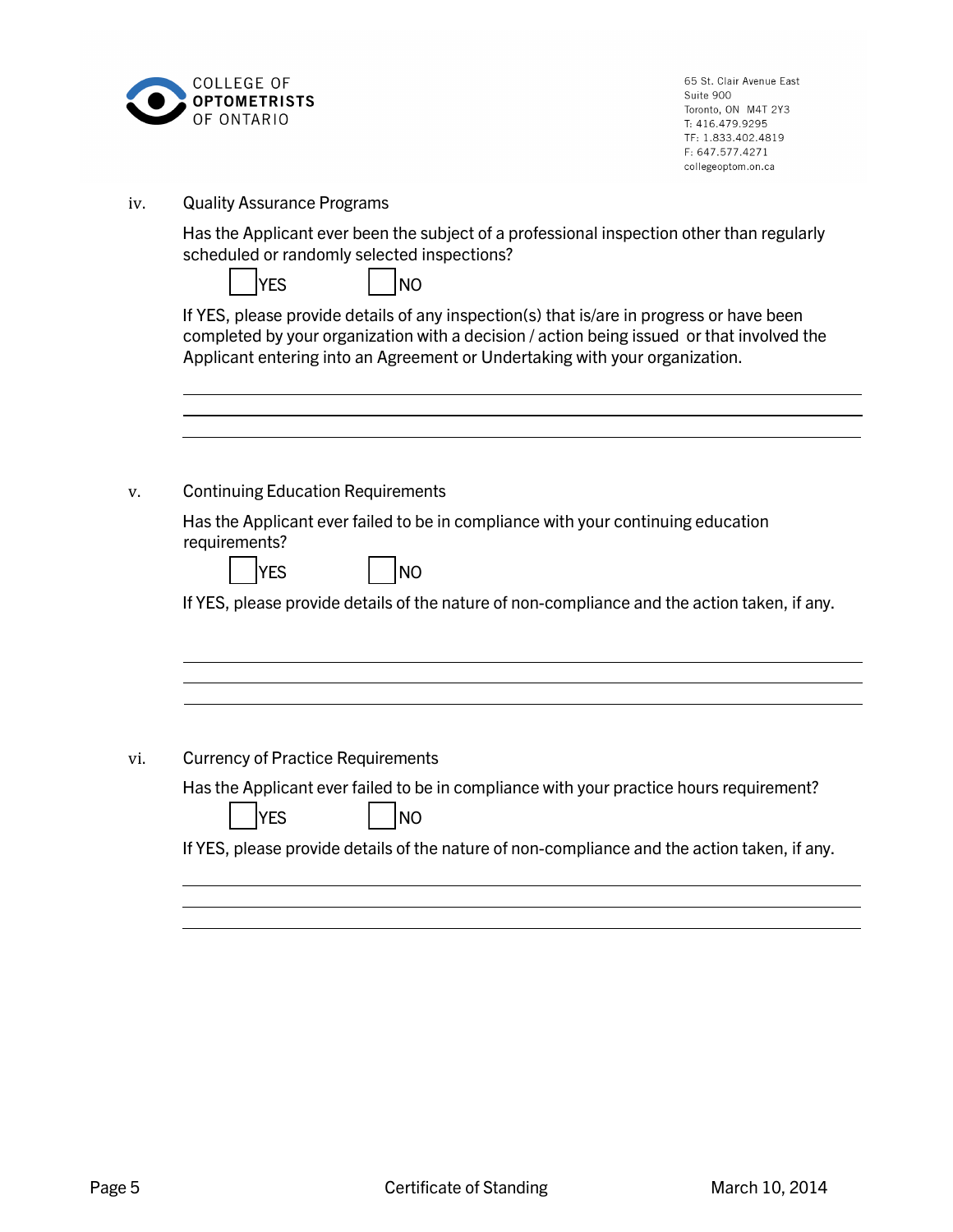iv. Quality Assurance Programs

Has the Applicant ever been the subject of a professional inspection other than regularly scheduled or randomly selected inspections?

☐ YES ☐ NO

If YES, please provide details of any inspection(s) that is/are in progress or have been completed by your organization with a decision / action being issued or that involved the Applicant entering into an Agreement or Undertaking with your organization.

\_\_\_\_\_\_\_\_\_\_\_\_\_\_\_\_\_\_\_\_\_\_\_\_\_\_\_\_\_\_\_\_\_\_\_\_\_\_\_\_\_\_\_\_\_\_\_\_\_\_\_\_\_\_\_\_\_\_\_\_

\_\_\_\_\_\_\_\_\_\_\_\_\_\_\_\_\_\_\_\_\_\_\_\_\_\_\_\_\_\_\_\_\_\_\_\_\_\_\_\_\_\_\_\_\_\_\_\_\_\_\_\_\_\_\_\_\_\_\_\_

\_\_\_\_\_\_\_\_\_\_\_\_\_\_\_\_\_\_\_\_\_\_\_\_\_\_\_\_\_\_\_\_\_\_\_\_\_\_\_\_\_\_\_\_\_\_\_\_\_\_\_\_\_\_\_\_\_\_\_\_

v. Continuing Education Requirements

Has the Applicant ever failed to be in compliance with your continuing education requirements?

☐ YES ☐ NO

If YES, please provide details of the nature of non-compliance and the action taken, if any.

\_\_\_\_\_\_\_\_\_\_\_\_\_\_\_\_\_\_\_\_\_\_\_\_\_\_\_\_\_\_\_\_\_\_\_\_\_\_\_\_\_\_\_\_\_\_\_\_\_\_\_\_\_\_\_\_\_\_\_\_

\_\_\_\_\_\_\_\_\_\_\_\_\_\_\_\_\_\_\_\_\_\_\_\_\_\_\_\_\_\_\_\_\_\_\_\_\_\_\_\_\_\_\_\_\_\_\_\_\_\_\_\_\_\_\_\_\_\_\_\_

\_\_\_\_\_\_\_\_\_\_\_\_\_\_\_\_\_\_\_\_\_\_\_\_\_\_\_\_\_\_\_\_\_\_\_\_\_\_\_\_\_\_\_\_\_\_\_\_\_\_\_\_\_\_\_\_\_\_\_\_

vi. Currency of Practice Requirements

Has the Applicant ever failed to be in compliance with your practice hours requirement?

☐ YES ☐ NO

If YES, please provide details of the nature of non-compliance and the action taken, if any.

\_\_\_\_\_\_\_\_\_\_\_\_\_\_\_\_\_\_\_\_\_\_\_\_\_\_\_\_\_\_\_\_\_\_\_\_\_\_\_\_\_\_\_\_\_\_\_\_\_\_\_\_\_\_\_\_\_\_\_\_

\_\_\_\_\_\_\_\_\_\_\_\_\_\_\_\_\_\_\_\_\_\_\_\_\_\_\_\_\_\_\_\_\_\_\_\_\_\_\_\_\_\_\_\_\_\_\_\_\_\_\_\_\_\_\_\_\_\_\_\_

\_\_\_\_\_\_\_\_\_\_\_\_\_\_\_\_\_\_\_\_\_\_\_\_\_\_\_\_\_\_\_\_\_\_\_\_\_\_\_\_\_\_\_\_\_\_\_\_\_\_\_\_\_\_\_\_\_\_\_\_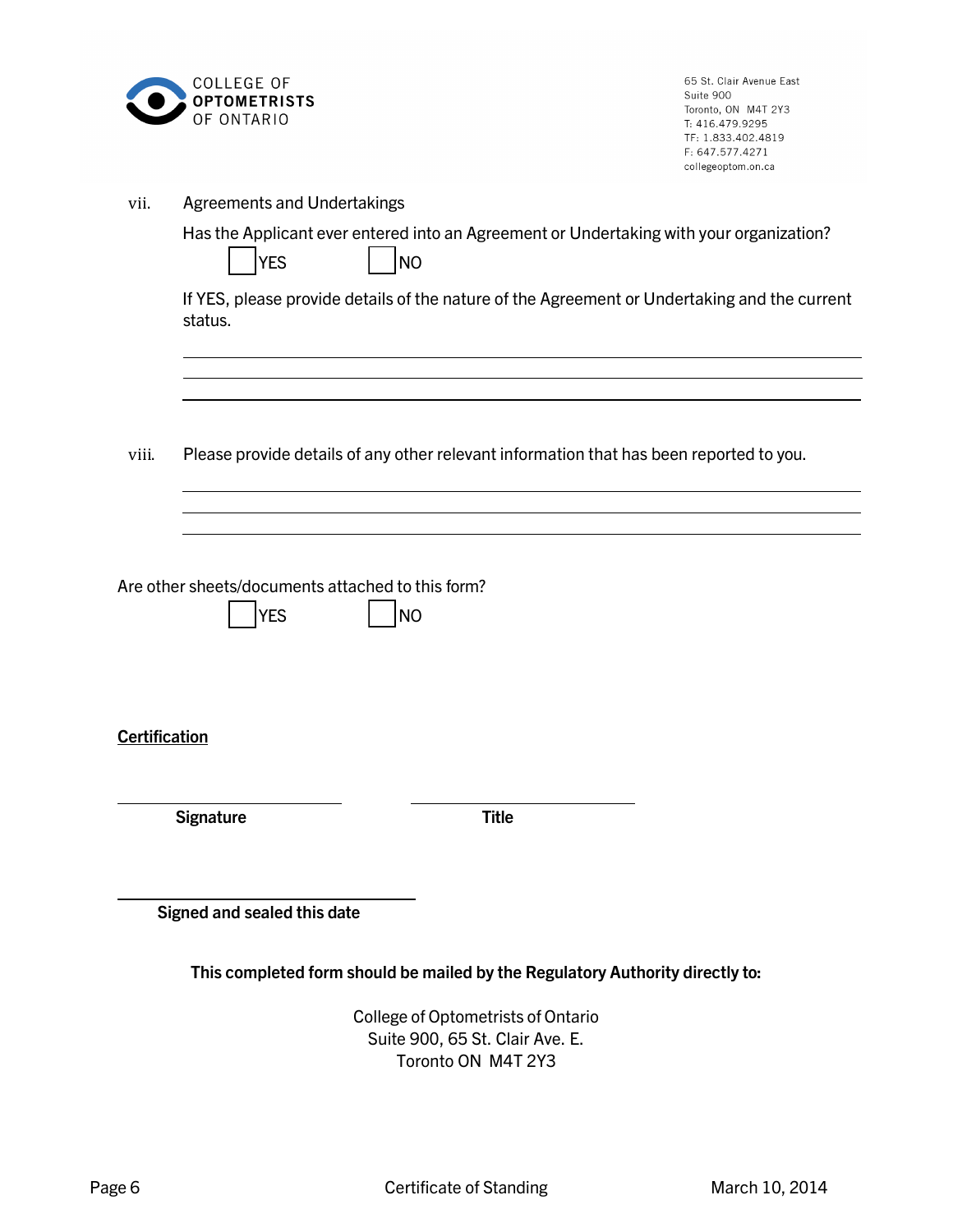vii. Agreements and Undertakings

Has the Applicant ever entered into an Agreement or Undertaking with your organization?

☐ YES ☐ NO

If YES, please provide details of the nature of the Agreement or Undertaking and the current status.

_______________________________________________

_______________________________________________

_______________________________________________

viii. Please provide details of any other relevant information that has been reported to you.

_______________________________________________

_______________________________________________

_______________________________________________

Are other sheets/documents attached to this form?

☐ YES ☐ NO

**Certification**

_____________________ _____________________

**Signature** **Title**

_____________________

**Signed and sealed this date**

**This completed form should be mailed by the Regulatory Authority directly to:**

College of Optometrists of Ontario
Suite 900, 65 St. Clair Ave. E.
Toronto ON M4T 2Y3